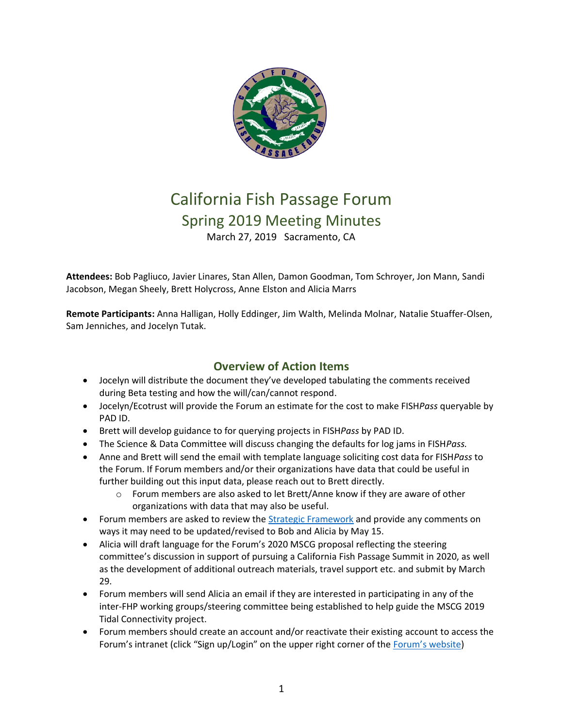# California Fish Passage Forum

## Spring 2019 Meeting Minutes

March 27, 2019 Sacramento, CA

**Attendees:** Bob Pagliuco, Javier Linares, Stan Allen, Damon Goodman, Tom Schroyer, Jon Mann, Sandi Jacobson, Megan Sheely, Brett Holycross, Anne Elston and Alicia Marrs

**Remote Participants:** Anna Halligan, Holly Eddinger, Jim Walth, Melinda Molnar, Natalie Stuaffer-Olsen, Sam Jenniches, and Jocelyn Tutak.

### Overview of Action Items

- Jocelyn will distribute the document they've developed tabulating the comments received during Beta testing and how the will/can/cannot respond.
- Jocelyn/Ecotrust will provide the Forum an estimate for the cost to make FISH*Pass* queryable by PAD ID.
- Brett will develop guidance to for querying projects in FISH*Pass* by PAD ID.
- The Science & Data Committee will discuss changing the defaults for log jams in FISH*Pass.*
- Anne and Brett will send the email with template language soliciting cost data for FISH*Pass* to the Forum. If Forum members and/or their organizations have data that could be useful in further building out this input data, please reach out to Brett directly.
    - Forum members are also asked to let Brett/Anne know if they are aware of other organizations with data that may also be useful.
- Forum members are asked to review the [Strategic Framework]() and provide any comments on ways it may need to be updated/revised to Bob and Alicia by May 15.
- Alicia will draft language for the Forum's 2020 MSCG proposal reflecting the steering committee's discussion in support of pursuing a California Fish Passage Summit in 2020, as well as the development of additional outreach materials, travel support etc. and submit by March 29.
- Forum members will send Alicia an email if they are interested in participating in any of the inter-FHP working groups/steering committee being established to help guide the MSCG 2019 Tidal Connectivity project.
- Forum members should create an account and/or reactivate their existing account to access the Forum's intranet (click "Sign up/Login" on the upper right corner of the [Forum's website]())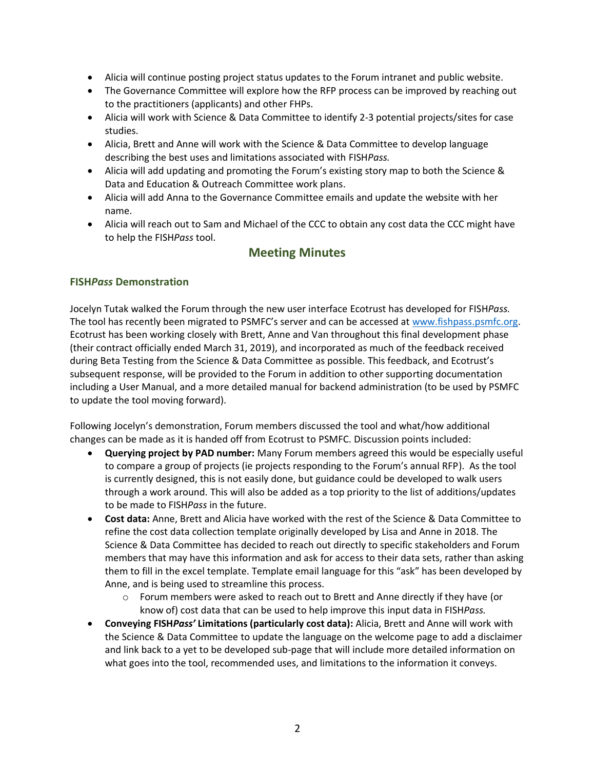- Alicia will continue posting project status updates to the Forum intranet and public website.
- The Governance Committee will explore how the RFP process can be improved by reaching out to the practitioners (applicants) and other FHPs.
- Alicia will work with Science & Data Committee to identify 2-3 potential projects/sites for case studies.
- Alicia, Brett and Anne will work with the Science & Data Committee to develop language describing the best uses and limitations associated with FISH*Pass.*
- Alicia will add updating and promoting the Forum's existing story map to both the Science & Data and Education & Outreach Committee work plans.
- Alicia will add Anna to the Governance Committee emails and update the website with her name.
- Alicia will reach out to Sam and Michael of the CCC to obtain any cost data the CCC might have to help the FISH*Pass* tool.

## Meeting Minutes

### FISH*Pass* Demonstration

Jocelyn Tutak walked the Forum through the new user interface Ecotrust has developed for FISH*Pass.* The tool has recently been migrated to PSMFC's server and can be accessed at www.fishpass.psmfc.org. Ecotrust has been working closely with Brett, Anne and Van throughout this final development phase (their contract officially ended March 31, 2019), and incorporated as much of the feedback received during Beta Testing from the Science & Data Committee as possible. This feedback, and Ecotrust's subsequent response, will be provided to the Forum in addition to other supporting documentation including a User Manual, and a more detailed manual for backend administration (to be used by PSMFC to update the tool moving forward).

Following Jocelyn's demonstration, Forum members discussed the tool and what/how additional changes can be made as it is handed off from Ecotrust to PSMFC. Discussion points included:

- **Querying project by PAD number:** Many Forum members agreed this would be especially useful to compare a group of projects (ie projects responding to the Forum's annual RFP). As the tool is currently designed, this is not easily done, but guidance could be developed to walk users through a work around. This will also be added as a top priority to the list of additions/updates to be made to FISH*Pass* in the future.
- **Cost data:** Anne, Brett and Alicia have worked with the rest of the Science & Data Committee to refine the cost data collection template originally developed by Lisa and Anne in 2018. The Science & Data Committee has decided to reach out directly to specific stakeholders and Forum members that may have this information and ask for access to their data sets, rather than asking them to fill in the excel template. Template email language for this "ask" has been developed by Anne, and is being used to streamline this process.
  - Forum members were asked to reach out to Brett and Anne directly if they have (or know of) cost data that can be used to help improve this input data in FISH*Pass.*
- **Conveying FISH*Pass'* Limitations (particularly cost data):** Alicia, Brett and Anne will work with the Science & Data Committee to update the language on the welcome page to add a disclaimer and link back to a yet to be developed sub-page that will include more detailed information on what goes into the tool, recommended uses, and limitations to the information it conveys.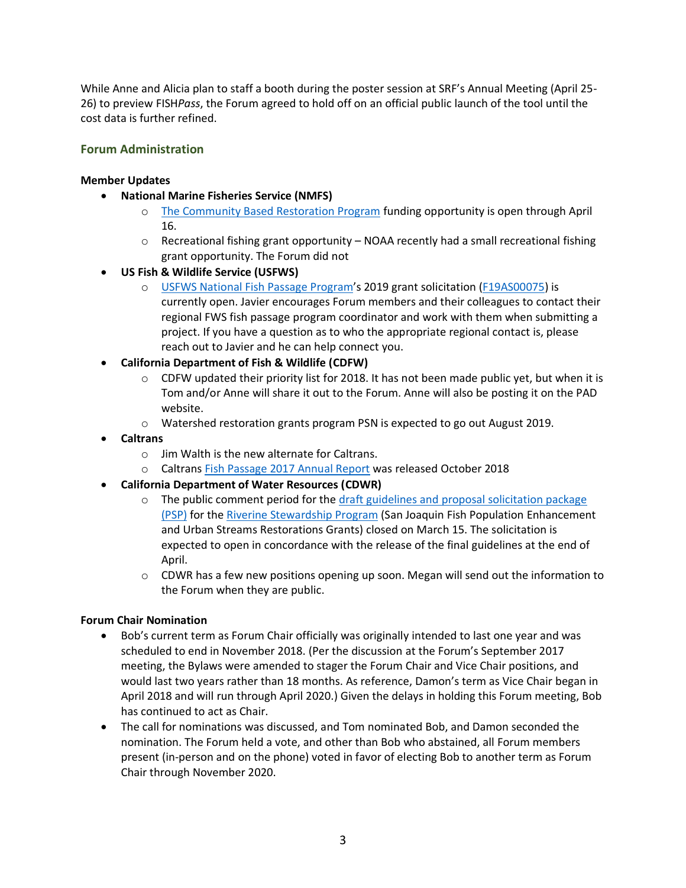While Anne and Alicia plan to staff a booth during the poster session at SRF's Annual Meeting (April 25-26) to preview FISH*Pass*, the Forum agreed to hold off on an official public launch of the tool until the cost data is further refined.

## Forum Administration

**Member Updates**

- **National Marine Fisheries Service (NMFS)**
  - The Community Based Restoration Program funding opportunity is open through April 16.
  - Recreational fishing grant opportunity – NOAA recently had a small recreational fishing grant opportunity. The Forum did not
- **US Fish & Wildlife Service (USFWS)**
  - USFWS National Fish Passage Program's 2019 grant solicitation (F19AS00075) is currently open. Javier encourages Forum members and their colleagues to contact their regional FWS fish passage program coordinator and work with them when submitting a project. If you have a question as to who the appropriate regional contact is, please reach out to Javier and he can help connect you.
- **California Department of Fish & Wildlife (CDFW)**
  - CDFW updated their priority list for 2018. It has not been made public yet, but when it is Tom and/or Anne will share it out to the Forum. Anne will also be posting it on the PAD website.
  - Watershed restoration grants program PSN is expected to go out August 2019.
- **Caltrans**
  - Jim Walth is the new alternate for Caltrans.
  - Caltrans Fish Passage 2017 Annual Report was released October 2018
- **California Department of Water Resources (CDWR)**
  - The public comment period for the draft guidelines and proposal solicitation package (PSP) for the Riverine Stewardship Program (San Joaquin Fish Population Enhancement and Urban Streams Restorations Grants) closed on March 15. The solicitation is expected to open in concordance with the release of the final guidelines at the end of April.
  - CDWR has a few new positions opening up soon. Megan will send out the information to the Forum when they are public.

**Forum Chair Nomination**

- Bob's current term as Forum Chair officially was originally intended to last one year and was scheduled to end in November 2018. (Per the discussion at the Forum's September 2017 meeting, the Bylaws were amended to stager the Forum Chair and Vice Chair positions, and would last two years rather than 18 months. As reference, Damon's term as Vice Chair began in April 2018 and will run through April 2020.) Given the delays in holding this Forum meeting, Bob has continued to act as Chair.
- The call for nominations was discussed, and Tom nominated Bob, and Damon seconded the nomination. The Forum held a vote, and other than Bob who abstained, all Forum members present (in-person and on the phone) voted in favor of electing Bob to another term as Forum Chair through November 2020.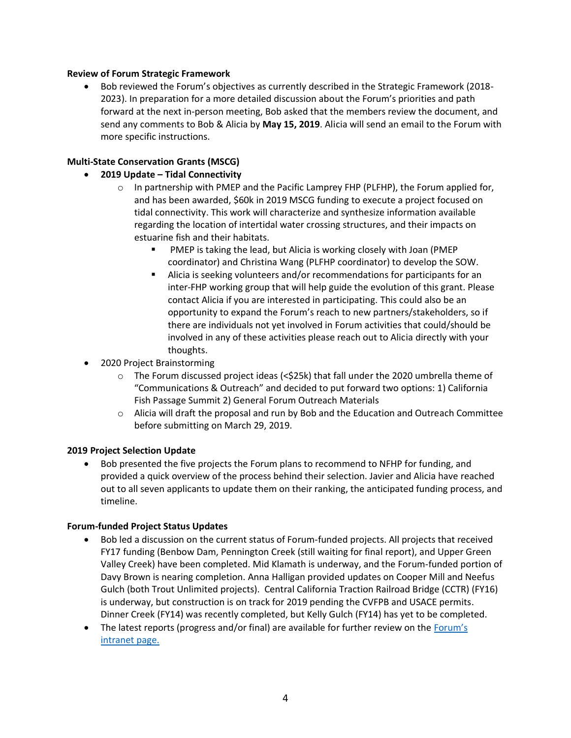**Review of Forum Strategic Framework**

- Bob reviewed the Forum's objectives as currently described in the Strategic Framework (2018-2023). In preparation for a more detailed discussion about the Forum's priorities and path forward at the next in-person meeting, Bob asked that the members review the document, and send any comments to Bob & Alicia by **May 15, 2019**. Alicia will send an email to the Forum with more specific instructions.

**Multi-State Conservation Grants (MSCG)**

- **2019 Update – Tidal Connectivity**
  - In partnership with PMEP and the Pacific Lamprey FHP (PLFHP), the Forum applied for, and has been awarded, $60k in 2019 MSCG funding to execute a project focused on tidal connectivity. This work will characterize and synthesize information available regarding the location of intertidal water crossing structures, and their impacts on estuarine fish and their habitats.
    - PMEP is taking the lead, but Alicia is working closely with Joan (PMEP coordinator) and Christina Wang (PLFHP coordinator) to develop the SOW.
    - Alicia is seeking volunteers and/or recommendations for participants for an inter-FHP working group that will help guide the evolution of this grant. Please contact Alicia if you are interested in participating. This could also be an opportunity to expand the Forum's reach to new partners/stakeholders, so if there are individuals not yet involved in Forum activities that could/should be involved in any of these activities please reach out to Alicia directly with your thoughts.
- 2020 Project Brainstorming
  - The Forum discussed project ideas (<$25k) that fall under the 2020 umbrella theme of "Communications & Outreach" and decided to put forward two options: 1) California Fish Passage Summit 2) General Forum Outreach Materials
  - Alicia will draft the proposal and run by Bob and the Education and Outreach Committee before submitting on March 29, 2019.

**2019 Project Selection Update**

- Bob presented the five projects the Forum plans to recommend to NFHP for funding, and provided a quick overview of the process behind their selection. Javier and Alicia have reached out to all seven applicants to update them on their ranking, the anticipated funding process, and timeline.

**Forum-funded Project Status Updates**

- Bob led a discussion on the current status of Forum-funded projects. All projects that received FY17 funding (Benbow Dam, Pennington Creek (still waiting for final report), and Upper Green Valley Creek) have been completed. Mid Klamath is underway, and the Forum-funded portion of Davy Brown is nearing completion. Anna Halligan provided updates on Cooper Mill and Neefus Gulch (both Trout Unlimited projects). Central California Traction Railroad Bridge (CCTR) (FY16) is underway, but construction is on track for 2019 pending the CVFPB and USACE permits. Dinner Creek (FY14) was recently completed, but Kelly Gulch (FY14) has yet to be completed.
- The latest reports (progress and/or final) are available for further review on the Forum's intranet page.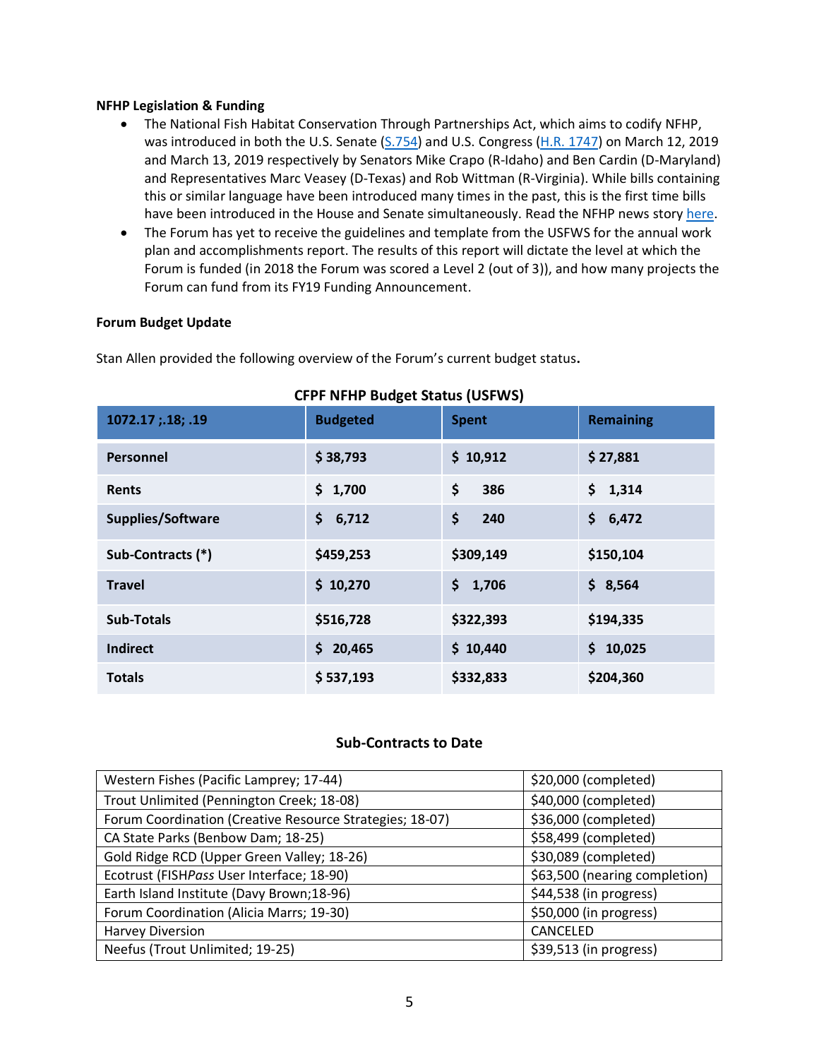**NFHP Legislation & Funding**

- The National Fish Habitat Conservation Through Partnerships Act, which aims to codify NFHP, was introduced in both the U.S. Senate (S.754) and U.S. Congress (H.R. 1747) on March 12, 2019 and March 13, 2019 respectively by Senators Mike Crapo (R-Idaho) and Ben Cardin (D-Maryland) and Representatives Marc Veasey (D-Texas) and Rob Wittman (R-Virginia). While bills containing this or similar language have been introduced many times in the past, this is the first time bills have been introduced in the House and Senate simultaneously. Read the NFHP news story here.
- The Forum has yet to receive the guidelines and template from the USFWS for the annual work plan and accomplishments report. The results of this report will dictate the level at which the Forum is funded (in 2018 the Forum was scored a Level 2 (out of 3)), and how many projects the Forum can fund from its FY19 Funding Announcement.

**Forum Budget Update**

Stan Allen provided the following overview of the Forum's current budget status.

**CFPF NFHP Budget Status (USFWS)**

| 1072.17 ;.18; .19 | Budgeted | Spent | Remaining |
|---|---|---|---|
| Personnel | $ 38,793 | $ 10,912 | $ 27,881 |
| Rents | $ 1,700 | $ 386 | $ 1,314 |
| Supplies/Software | $ 6,712 | $ 240 | $ 6,472 |
| Sub-Contracts (*) | $459,253 | $309,149 | $150,104 |
| Travel | $ 10,270 | $ 1,706 | $ 8,564 |
| Sub-Totals | $516,728 | $322,393 | $194,335 |
| Indirect | $ 20,465 | $ 10,440 | $ 10,025 |
| Totals | $ 537,193 | $332,833 | $204,360 |

**Sub-Contracts to Date**

| | |
|---|---|
| Western Fishes (Pacific Lamprey; 17-44) | $20,000 (completed) |
| Trout Unlimited (Pennington Creek; 18-08) | $40,000 (completed) |
| Forum Coordination (Creative Resource Strategies; 18-07) | $36,000 (completed) |
| CA State Parks (Benbow Dam; 18-25) | $58,499 (completed) |
| Gold Ridge RCD (Upper Green Valley; 18-26) | $30,089 (completed) |
| Ecotrust (FISH*Pass* User Interface; 18-90) | $63,500 (nearing completion) |
| Earth Island Institute (Davy Brown;18-96) | $44,538 (in progress) |
| Forum Coordination (Alicia Marrs; 19-30) | $50,000 (in progress) |
| Harvey Diversion | CANCELED |
| Neefus (Trout Unlimited; 19-25) | $39,513 (in progress) |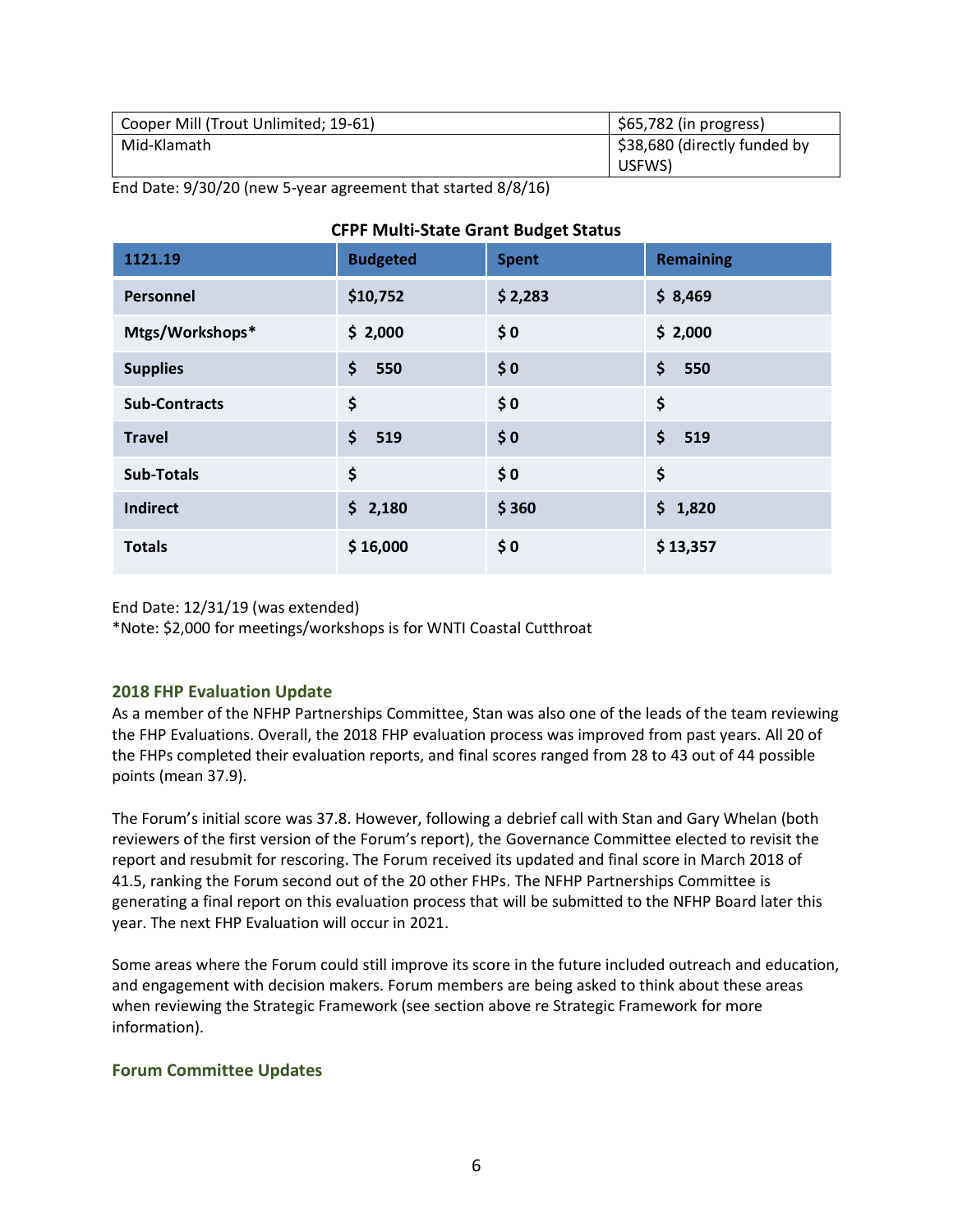| Cooper Mill (Trout Unlimited; 19-61) | $65,782 (in progress) |
|---|---|
| Mid-Klamath | $38,680 (directly funded by USFWS) |

End Date: 9/30/20 (new 5-year agreement that started 8/8/16)

**CFPF Multi-State Grant Budget Status**

| 1121.19 | Budgeted | Spent | Remaining |
|---|---|---|---|
| **Personnel** | **$10,752** | **$ 2,283** | **$ 8,469** |
| **Mtgs/Workshops*** | **$ 2,000** | **$ 0** | **$ 2,000** |
| **Supplies** | **$ 550** | **$ 0** | **$ 550** |
| **Sub-Contracts** | **$** | **$ 0** | **$** |
| **Travel** | **$ 519** | **$ 0** | **$ 519** |
| **Sub-Totals** | **$** | **$ 0** | **$** |
| **Indirect** | **$ 2,180** | **$ 360** | **$ 1,820** |
| **Totals** | **$ 16,000** | **$ 0** | **$ 13,357** |

End Date: 12/31/19 (was extended)
*Note: $2,000 for meetings/workshops is for WNTI Coastal Cutthroat

## 2018 FHP Evaluation Update

As a member of the NFHP Partnerships Committee, Stan was also one of the leads of the team reviewing the FHP Evaluations. Overall, the 2018 FHP evaluation process was improved from past years. All 20 of the FHPs completed their evaluation reports, and final scores ranged from 28 to 43 out of 44 possible points (mean 37.9).

The Forum's initial score was 37.8. However, following a debrief call with Stan and Gary Whelan (both reviewers of the first version of the Forum's report), the Governance Committee elected to revisit the report and resubmit for rescoring. The Forum received its updated and final score in March 2018 of 41.5, ranking the Forum second out of the 20 other FHPs. The NFHP Partnerships Committee is generating a final report on this evaluation process that will be submitted to the NFHP Board later this year. The next FHP Evaluation will occur in 2021.

Some areas where the Forum could still improve its score in the future included outreach and education, and engagement with decision makers. Forum members are being asked to think about these areas when reviewing the Strategic Framework (see section above re Strategic Framework for more information).

## Forum Committee Updates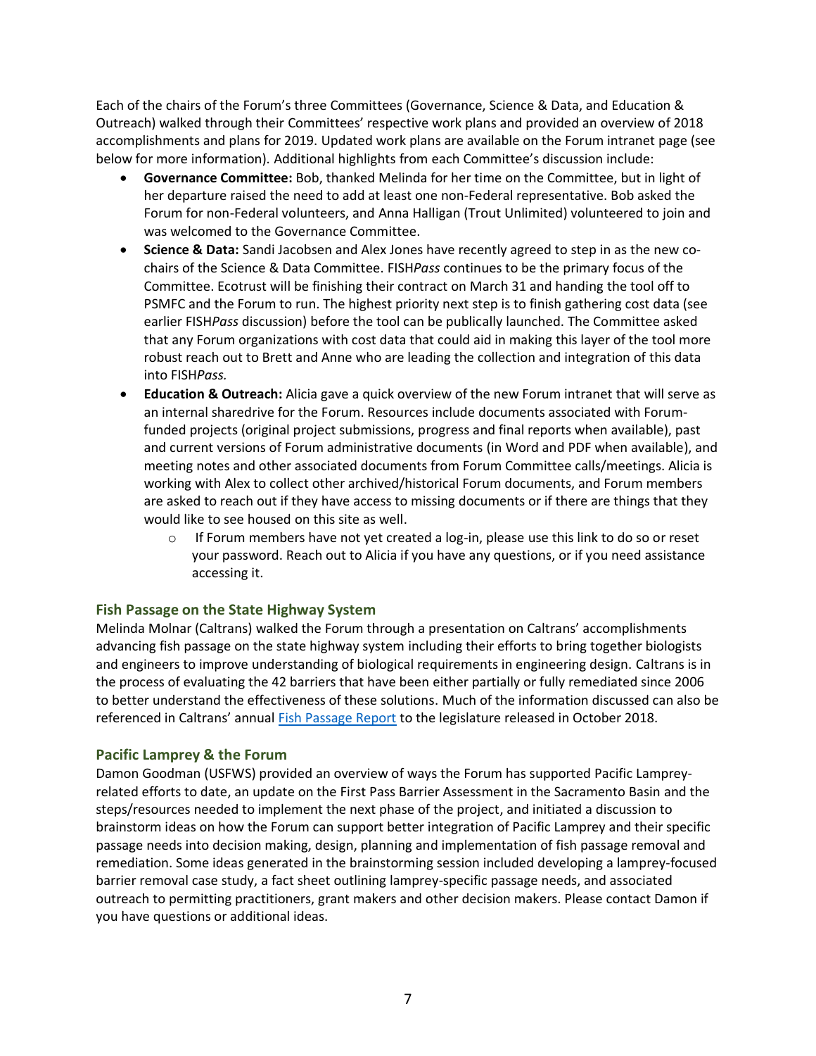Each of the chairs of the Forum's three Committees (Governance, Science & Data, and Education & Outreach) walked through their Committees' respective work plans and provided an overview of 2018 accomplishments and plans for 2019. Updated work plans are available on the Forum intranet page (see below for more information). Additional highlights from each Committee's discussion include:

- **Governance Committee:** Bob, thanked Melinda for her time on the Committee, but in light of her departure raised the need to add at least one non-Federal representative. Bob asked the Forum for non-Federal volunteers, and Anna Halligan (Trout Unlimited) volunteered to join and was welcomed to the Governance Committee.
- **Science & Data:** Sandi Jacobsen and Alex Jones have recently agreed to step in as the new co-chairs of the Science & Data Committee. FISH*Pass* continues to be the primary focus of the Committee. Ecotrust will be finishing their contract on March 31 and handing the tool off to PSMFC and the Forum to run. The highest priority next step is to finish gathering cost data (see earlier FISH*Pass* discussion) before the tool can be publically launched. The Committee asked that any Forum organizations with cost data that could aid in making this layer of the tool more robust reach out to Brett and Anne who are leading the collection and integration of this data into FISH*Pass.*
- **Education & Outreach:** Alicia gave a quick overview of the new Forum intranet that will serve as an internal sharedrive for the Forum. Resources include documents associated with Forum-funded projects (original project submissions, progress and final reports when available), past and current versions of Forum administrative documents (in Word and PDF when available), and meeting notes and other associated documents from Forum Committee calls/meetings. Alicia is working with Alex to collect other archived/historical Forum documents, and Forum members are asked to reach out if they have access to missing documents or if there are things that they would like to see housed on this site as well.
  - If Forum members have not yet created a log-in, please use this link to do so or reset your password. Reach out to Alicia if you have any questions, or if you need assistance accessing it.

### Fish Passage on the State Highway System

Melinda Molnar (Caltrans) walked the Forum through a presentation on Caltrans' accomplishments advancing fish passage on the state highway system including their efforts to bring together biologists and engineers to improve understanding of biological requirements in engineering design. Caltrans is in the process of evaluating the 42 barriers that have been either partially or fully remediated since 2006 to better understand the effectiveness of these solutions. Much of the information discussed can also be referenced in Caltrans' annual [Fish Passage Report] to the legislature released in October 2018.

### Pacific Lamprey & the Forum

Damon Goodman (USFWS) provided an overview of ways the Forum has supported Pacific Lamprey-related efforts to date, an update on the First Pass Barrier Assessment in the Sacramento Basin and the steps/resources needed to implement the next phase of the project, and initiated a discussion to brainstorm ideas on how the Forum can support better integration of Pacific Lamprey and their specific passage needs into decision making, design, planning and implementation of fish passage removal and remediation. Some ideas generated in the brainstorming session included developing a lamprey-focused barrier removal case study, a fact sheet outlining lamprey-specific passage needs, and associated outreach to permitting practitioners, grant makers and other decision makers. Please contact Damon if you have questions or additional ideas.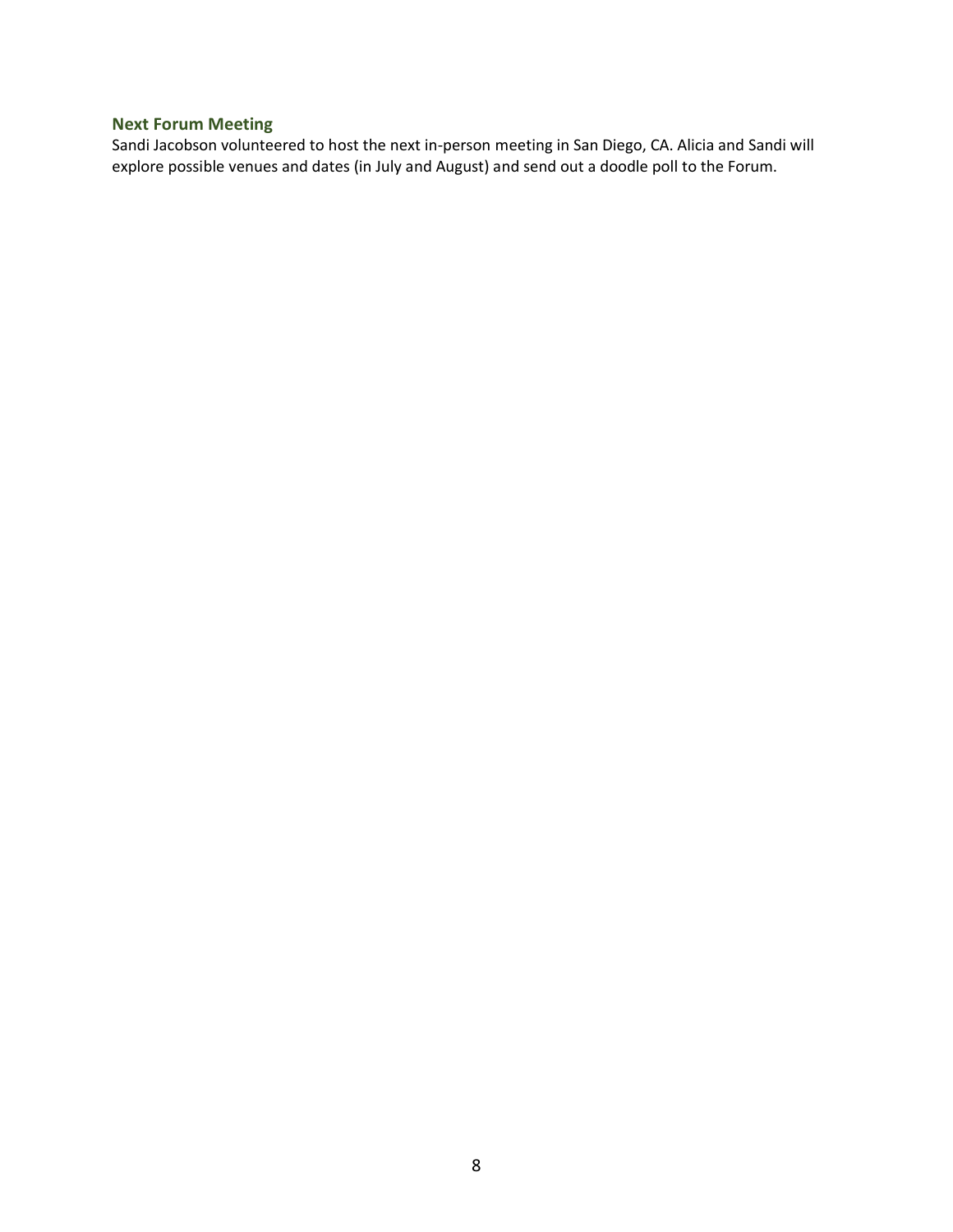### Next Forum Meeting

Sandi Jacobson volunteered to host the next in-person meeting in San Diego, CA. Alicia and Sandi will explore possible venues and dates (in July and August) and send out a doodle poll to the Forum.